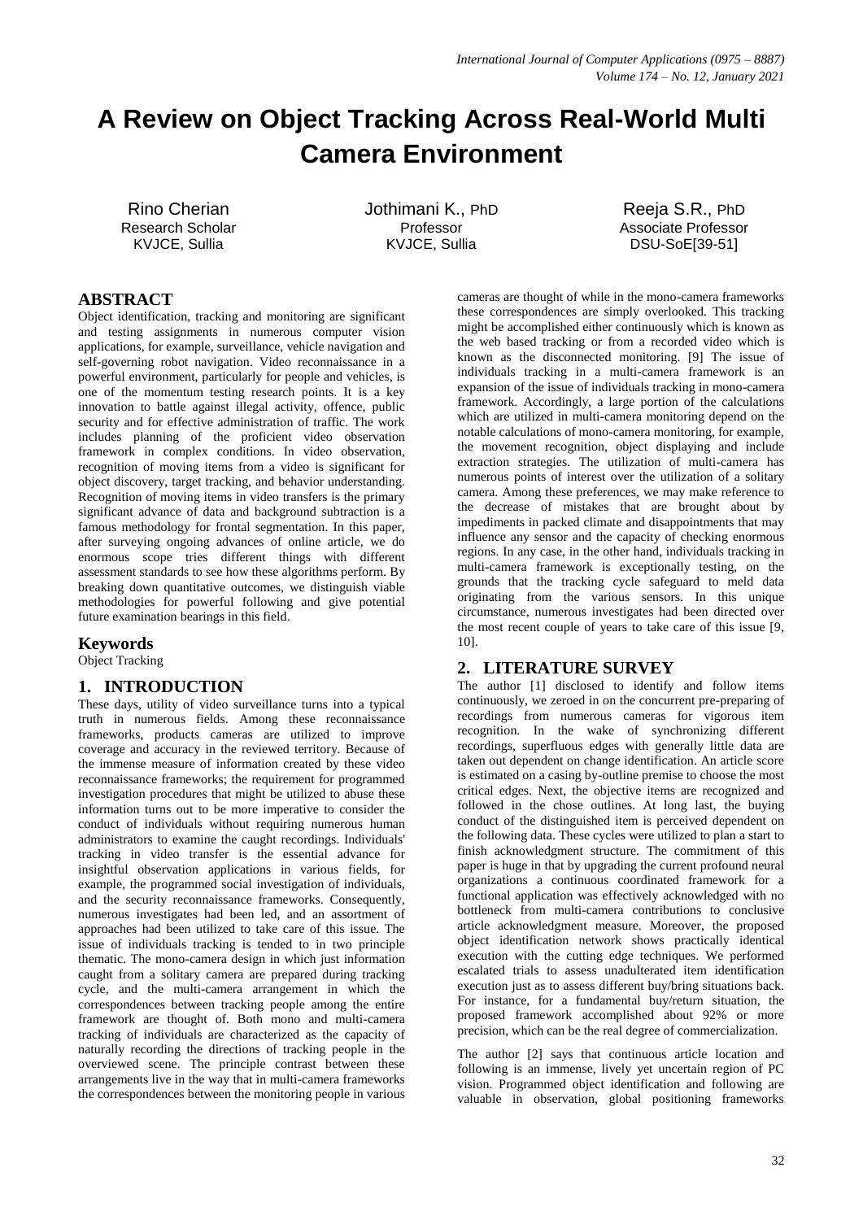# A Review on Object Tracking Across Real-World Multi Camera Environment

Rino Cherian
Research Scholar
KVJCE, Sullia

Jothimani K., PhD
Professor
KVJCE, Sullia

Reeja S.R., PhD
Associate Professor
DSU-SoE[39-51]

## ABSTRACT

Object identification, tracking and monitoring are significant and testing assignments in numerous computer vision applications, for example, surveillance, vehicle navigation and self-governing robot navigation. Video reconnaissance in a powerful environment, particularly for people and vehicles, is one of the momentum testing research points. It is a key innovation to battle against illegal activity, offence, public security and for effective administration of traffic. The work includes planning of the proficient video observation framework in complex conditions. In video observation, recognition of moving items from a video is significant for object discovery, target tracking, and behavior understanding. Recognition of moving items in video transfers is the primary significant advance of data and background subtraction is a famous methodology for frontal segmentation. In this paper, after surveying ongoing advances of online article, we do enormous scope tries different things with different assessment standards to see how these algorithms perform. By breaking down quantitative outcomes, we distinguish viable methodologies for powerful following and give potential future examination bearings in this field.

## Keywords

Object Tracking

## 1. INTRODUCTION

These days, utility of video surveillance turns into a typical truth in numerous fields. Among these reconnaissance frameworks, products cameras are utilized to improve coverage and accuracy in the reviewed territory. Because of the immense measure of information created by these video reconnaissance frameworks; the requirement for programmed investigation procedures that might be utilized to abuse these information turns out to be more imperative to consider the conduct of individuals without requiring numerous human administrators to examine the caught recordings. Individuals' tracking in video transfer is the essential advance for insightful observation applications in various fields, for example, the programmed social investigation of individuals, and the security reconnaissance frameworks. Consequently, numerous investigates had been led, and an assortment of approaches had been utilized to take care of this issue. The issue of individuals tracking is tended to in two principle thematic. The mono-camera design in which just information caught from a solitary camera are prepared during tracking cycle, and the multi-camera arrangement in which the correspondences between tracking people among the entire framework are thought of. Both mono and multi-camera tracking of individuals are characterized as the capacity of naturally recording the directions of tracking people in the overviewed scene. The principle contrast between these arrangements live in the way that in multi-camera frameworks the correspondences between the monitoring people in various cameras are thought of while in the mono-camera frameworks these correspondences are simply overlooked. This tracking might be accomplished either continuously which is known as the web based tracking or from a recorded video which is known as the disconnected monitoring. [9] The issue of individuals tracking in a multi-camera framework is an expansion of the issue of individuals tracking in mono-camera framework. Accordingly, a large portion of the calculations which are utilized in multi-camera monitoring depend on the notable calculations of mono-camera monitoring, for example, the movement recognition, object displaying and include extraction strategies. The utilization of multi-camera has numerous points of interest over the utilization of a solitary camera. Among these preferences, we may make reference to the decrease of mistakes that are brought about by impediments in packed climate and disappointments that may influence any sensor and the capacity of checking enormous regions. In any case, in the other hand, individuals tracking in multi-camera framework is exceptionally testing, on the grounds that the tracking cycle safeguard to meld data originating from the various sensors. In this unique circumstance, numerous investigates had been directed over the most recent couple of years to take care of this issue [9, 10].

## 2. LITERATURE SURVEY

The author [1] disclosed to identify and follow items continuously, we zeroed in on the concurrent pre-preparing of recordings from numerous cameras for vigorous item recognition. In the wake of synchronizing different recordings, superfluous edges with generally little data are taken out dependent on change identification. An article score is estimated on a casing by-outline premise to choose the most critical edges. Next, the objective items are recognized and followed in the chose outlines. At long last, the buying conduct of the distinguished item is perceived dependent on the following data. These cycles were utilized to plan a start to finish acknowledgment structure. The commitment of this paper is huge in that by upgrading the current profound neural organizations a continuous coordinated framework for a functional application was effectively acknowledged with no bottleneck from multi-camera contributions to conclusive article acknowledgment measure. Moreover, the proposed object identification network shows practically identical execution with the cutting edge techniques. We performed escalated trials to assess unadulterated item identification execution just as to assess different buy/bring situations back. For instance, for a fundamental buy/return situation, the proposed framework accomplished about 92% or more precision, which can be the real degree of commercialization.

The author [2] says that continuous article location and following is an immense, lively yet uncertain region of PC vision. Programmed object identification and following are valuable in observation, global positioning frameworks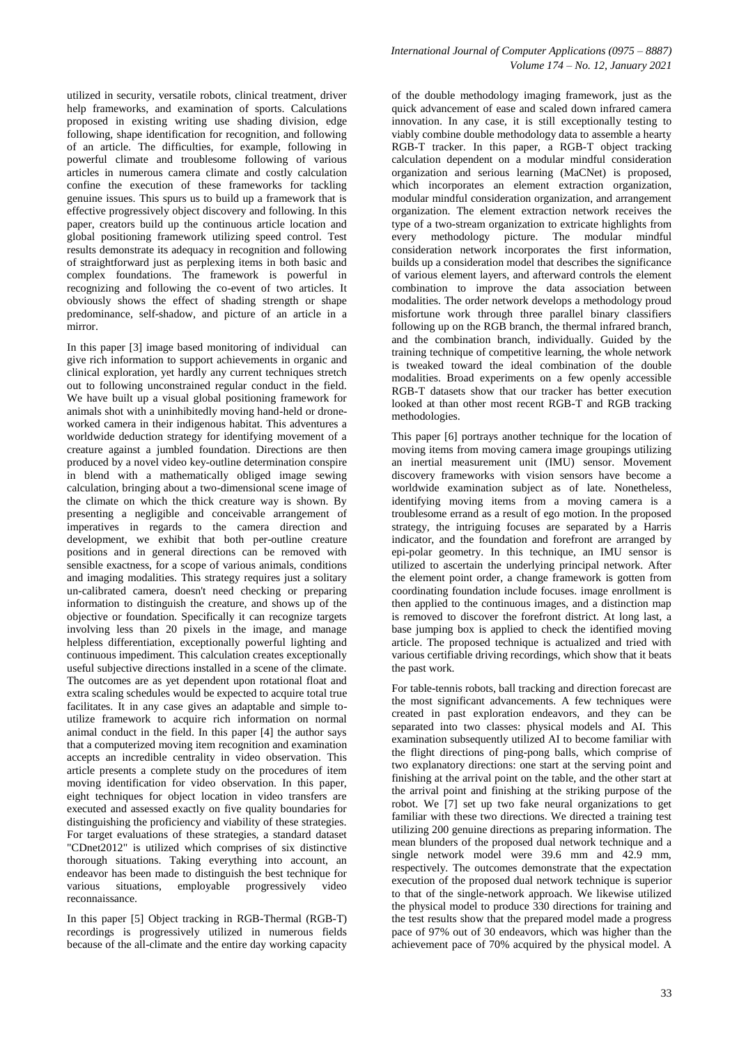utilized in security, versatile robots, clinical treatment, driver help frameworks, and examination of sports. Calculations proposed in existing writing use shading division, edge following, shape identification for recognition, and following of an article. The difficulties, for example, following in powerful climate and troublesome following of various articles in numerous camera climate and costly calculation confine the execution of these frameworks for tackling genuine issues. This spurs us to build up a framework that is effective progressively object discovery and following. In this paper, creators build up the continuous article location and global positioning framework utilizing speed control. Test results demonstrate its adequacy in recognition and following of straightforward just as perplexing items in both basic and complex foundations. The framework is powerful in recognizing and following the co-event of two articles. It obviously shows the effect of shading strength or shape predominance, self-shadow, and picture of an article in a mirror.

In this paper [3] image based monitoring of individual can give rich information to support achievements in organic and clinical exploration, yet hardly any current techniques stretch out to following unconstrained regular conduct in the field. We have built up a visual global positioning framework for animals shot with a uninhibitedly moving hand-held or drone-worked camera in their indigenous habitat. This adventures a worldwide deduction strategy for identifying movement of a creature against a jumbled foundation. Directions are then produced by a novel video key-outline determination conspire in blend with a mathematically obliged image sewing calculation, bringing about a two-dimensional scene image of the climate on which the thick creature way is shown. By presenting a negligible and conceivable arrangement of imperatives in regards to the camera direction and development, we exhibit that both per-outline creature positions and in general directions can be removed with sensible exactness, for a scope of various animals, conditions and imaging modalities. This strategy requires just a solitary un-calibrated camera, doesn't need checking or preparing information to distinguish the creature, and shows up of the objective or foundation. Specifically it can recognize targets involving less than 20 pixels in the image, and manage helpless differentiation, exceptionally powerful lighting and continuous impediment. This calculation creates exceptionally useful subjective directions installed in a scene of the climate. The outcomes are as yet dependent upon rotational float and extra scaling schedules would be expected to acquire total true facilitates. It in any case gives an adaptable and simple to-utilize framework to acquire rich information on normal animal conduct in the field. In this paper [4] the author says that a computerized moving item recognition and examination accepts an incredible centrality in video observation. This article presents a complete study on the procedures of item moving identification for video observation. In this paper, eight techniques for object location in video transfers are executed and assessed exactly on five quality boundaries for distinguishing the proficiency and viability of these strategies. For target evaluations of these strategies, a standard dataset "CDnet2012" is utilized which comprises of six distinctive thorough situations. Taking everything into account, an endeavor has been made to distinguish the best technique for various situations, employable progressively video reconnaissance.

In this paper [5] Object tracking in RGB-Thermal (RGB-T) recordings is progressively utilized in numerous fields because of the all-climate and the entire day working capacity of the double methodology imaging framework, just as the quick advancement of ease and scaled down infrared camera innovation. In any case, it is still exceptionally testing to viably combine double methodology data to assemble a hearty RGB-T tracker. In this paper, a RGB-T object tracking calculation dependent on a modular mindful consideration organization and serious learning (MaCNet) is proposed, which incorporates an element extraction organization, modular mindful consideration organization, and arrangement organization. The element extraction network receives the type of a two-stream organization to extricate highlights from every methodology picture. The modular mindful consideration network incorporates the first information, builds up a consideration model that describes the significance of various element layers, and afterward controls the element combination to improve the data association between modalities. The order network develops a methodology proud misfortune work through three parallel binary classifiers following up on the RGB branch, the thermal infrared branch, and the combination branch, individually. Guided by the training technique of competitive learning, the whole network is tweaked toward the ideal combination of the double modalities. Broad experiments on a few openly accessible RGB-T datasets show that our tracker has better execution looked at than other most recent RGB-T and RGB tracking methodologies.

This paper [6] portrays another technique for the location of moving items from moving camera image groupings utilizing an inertial measurement unit (IMU) sensor. Movement discovery frameworks with vision sensors have become a worldwide examination subject as of late. Nonetheless, identifying moving items from a moving camera is a troublesome errand as a result of ego motion. In the proposed strategy, the intriguing focuses are separated by a Harris indicator, and the foundation and forefront are arranged by epi-polar geometry. In this technique, an IMU sensor is utilized to ascertain the underlying principal network. After the element point order, a change framework is gotten from coordinating foundation include focuses. image enrollment is then applied to the continuous images, and a distinction map is removed to discover the forefront district. At long last, a base jumping box is applied to check the identified moving article. The proposed technique is actualized and tried with various certifiable driving recordings, which show that it beats the past work.

For table-tennis robots, ball tracking and direction forecast are the most significant advancements. A few techniques were created in past exploration endeavors, and they can be separated into two classes: physical models and AI. This examination subsequently utilized AI to become familiar with the flight directions of ping-pong balls, which comprise of two explanatory directions: one start at the serving point and finishing at the arrival point on the table, and the other start at the arrival point and finishing at the striking purpose of the robot. We [7] set up two fake neural organizations to get familiar with these two directions. We directed a training test utilizing 200 genuine directions as preparing information. The mean blunders of the proposed dual network technique and a single network model were 39.6 mm and 42.9 mm, respectively. The outcomes demonstrate that the expectation execution of the proposed dual network technique is superior to that of the single-network approach. We likewise utilized the physical model to produce 330 directions for training and the test results show that the prepared model made a progress pace of 97% out of 30 endeavors, which was higher than the achievement pace of 70% acquired by the physical model. A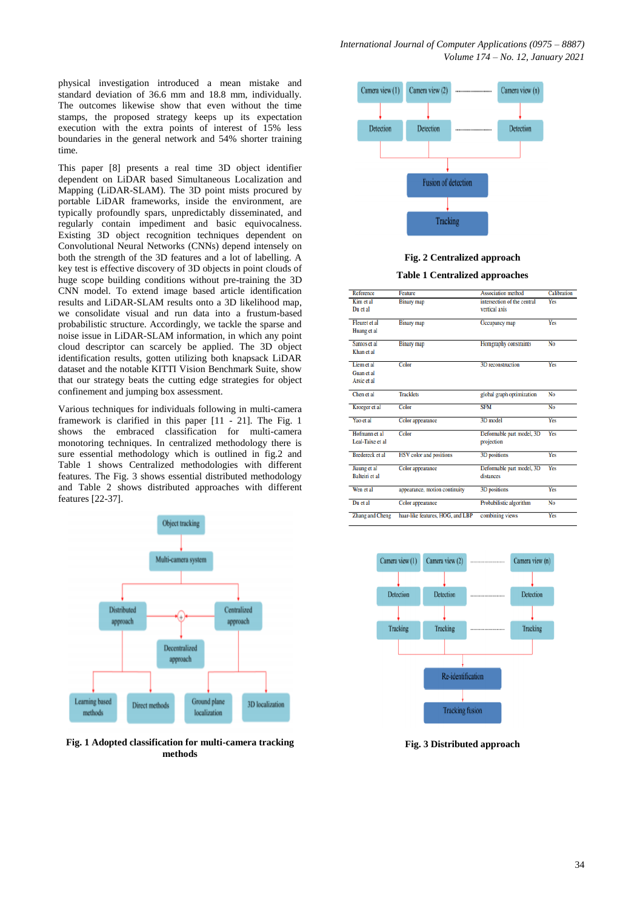physical investigation introduced a mean mistake and standard deviation of 36.6 mm and 18.8 mm, individually. The outcomes likewise show that even without the time stamps, the proposed strategy keeps up its expectation execution with the extra points of interest of 15% less boundaries in the general network and 54% shorter training time.

This paper [8] presents a real time 3D object identifier dependent on LiDAR based Simultaneous Localization and Mapping (LiDAR-SLAM). The 3D point mists procured by portable LiDAR frameworks, inside the environment, are typically profoundly spars, unpredictably disseminated, and regularly contain impediment and basic equivocalness. Existing 3D object recognition techniques dependent on Convolutional Neural Networks (CNNs) depend intensely on both the strength of the 3D features and a lot of labelling. A key test is effective discovery of 3D objects in point clouds of huge scope building conditions without pre-training the 3D CNN model. To extend image based article identification results and LiDAR-SLAM results onto a 3D likelihood map, we consolidate visual and run data into a frustum-based probabilistic structure. Accordingly, we tackle the sparse and noise issue in LiDAR-SLAM information, in which any point cloud descriptor can scarcely be applied. The 3D object identification results, gotten utilizing both knapsack LiDAR dataset and the notable KITTI Vision Benchmark Suite, show that our strategy beats the cutting edge strategies for object confinement and jumping box assessment.

Various techniques for individuals following in multi-camera framework is clarified in this paper [11 - 21]. The Fig. 1 shows the embraced classification for multi-camera monotoring techniques. In centralized methodology there is sure essential methodology which is outlined in fig.2 and Table 1 shows Centralized methodologies with different features. The Fig. 3 shows essential distributed methodology and Table 2 shows distributed approaches with different features [22-37].

**Fig. 1 Adopted classification for multi-camera tracking methods**

**Fig. 2 Centralized approach**

**Table 1 Centralized approaches**

| Reference | Feature | Association method | Calibration |
|---|---|---|---|
| Kim et al<br>Du et al | Binary map | intersection of the central vertical axis | Yes |
| Fleuret et al<br>Huang et al | Binary map | Occupancy map | Yes |
| Santos et al<br>Khan et al | Binary map | Homgraphy constraints | No |
| Liem et al<br>Guan et al<br>Arsic et al | Color | 3D reconstruction | Yes |
| Chen et al | Tracklets | global graph optimization | No |
| Kroeger et al | Color | SFM | No |
| Yao et al | Color appearance | 3D model | Yes |
| Hofmann et al<br>Leal-Taixe et al | Color | Deformable part model, 3D projection | Yes |
| Bredereck et al | HSV color and positions | 3D positions | Yes |
| Jiaung et al<br>Balteiri et al | Color appearance | Deformable part model, 3D distances | Yes |
| Wen et al | appearance, motion continuity | 3D positions | Yes |
| Du et al | Color appearance | Probabilistic algorithm | No |
| Zhang and Cheng | haar-like features, HOG, and LBP | combining views | Yes |

**Fig. 3 Distributed approach**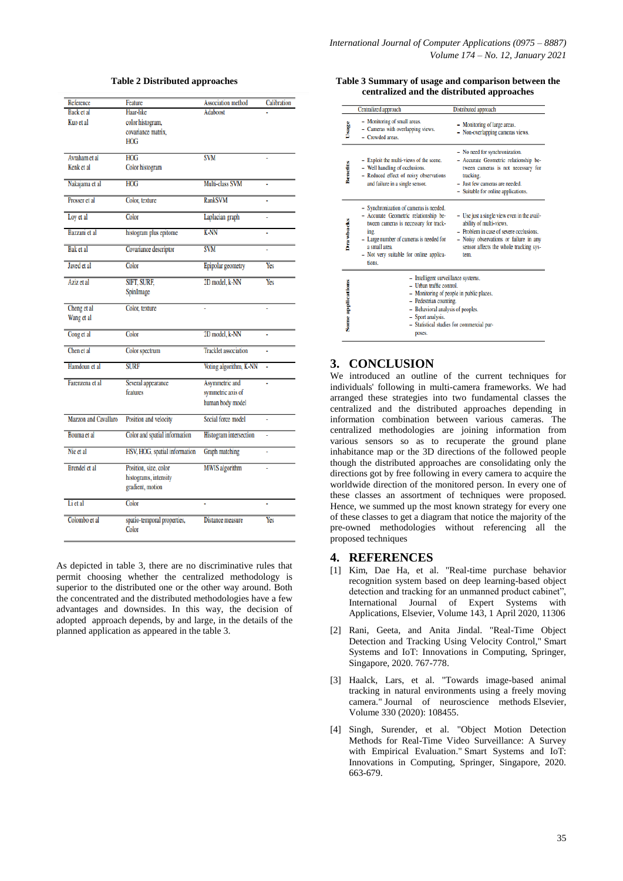**Table 2 Distributed approaches**

| Reference | Feature | Association method | Calibration |
|---|---|---|---|
| Back et al<br>Kuo et al | Haar-like<br>color histogram,<br>covariance matrix,<br>HOG | Adaboost | - |
| Avraham et al<br>Kenk et al | HOG<br>Color histogram | SVM | - |
| Nakajama et al | HOG | Multi-class SVM | - |
| Prosser et al | Color, texture | RankSVM | - |
| Loy et al | Color | Laplacian graph | - |
| Bazzani et al | histogram plus epitome | K-NN | - |
| Bak et al | Covariance descriptor | SVM | - |
| Javed et al | Color | Epipolar geometry | Yes |
| Aziz et al | SIFT, SURF,<br>SpinImage | 2D model, k-NN | Yes |
| Cheng et al<br>Wang et al | Color, texture | - | - |
| Cong et al | Color | 2D model, k-NN | - |
| Chen et al | Color spectrum | Tracklet association | - |
| Hamdoun et al | SURF | Voting algorithm, K-NN | - |
| Farenzena et al | Several appearance features | Asymmetric and symmetric axis of human body model | - |
| Mazzon and Cavallaro | Position and velocity | Social force model | - |
| Bouma et al | Color and spatial information | Histogram intersection | - |
| Nie et al | HSV, HOG, spatial information | Graph matching | - |
| Brendel et al | Position, size, color histograms, intensity gradient, motion | MWIS algorithm | - |
| Li et al | Color | - | - |
| Colombo et al | spatio-temporal properties,<br>Color | Distance measure | Yes |

As depicted in table 3, there are no discriminative rules that permit choosing whether the centralized methodology is superior to the distributed one or the other way around. Both the concentrated and the distributed methodologies have a few advantages and downsides. In this way, the decision of adopted approach depends, by and large, in the details of the planned application as appeared in the table 3.

**Table 3 Summary of usage and comparison between the centralized and the distributed approaches**

| | Centralized approach | Distributed approach |
|---|---|---|
| Usage | - Monitoring of small areas.<br>- Cameras with overlapping views.<br>- Crowded areas. | - Monitoring of large areas.<br>- Non-overlapping cameras views. |
| Benefits | - Exploit the multi-views of the scene.<br>- Well handling of occlusions.<br>- Reduced effect of noisy observations and failure in a single sensor. | - No need for synchronization.<br>- Accurate Geometric relationship between cameras is not necessary for tracking.<br>- Just few cameras are needed.<br>- Suitable for online applications. |
| Drawbacks | - Synchronization of cameras is needed.<br>- Accurate Geometric relationship between cameras is necessary for tracking.<br>- Large number of cameras is needed for a small area.<br>- Not very suitable for online applications. | - Use just a single view even in the availability of multi-views.<br>- Problem in case of severe occlusions.<br>- Noisy observations or failure in any sensor affects the whole tracking system. |
| Some applications | - Intelligent surveillance systems.<br>- Urban traffic control.<br>- Monitoring of people in public places.<br>- Pedestrian counting.<br>- Behavioral analysis of peoples.<br>- Sport analysis.<br>- Statistical studies for commercial purposes. | |

## 3. CONCLUSION

We introduced an outline of the current techniques for individuals' following in multi-camera frameworks. We had arranged these strategies into two fundamental classes the centralized and the distributed approaches depending in information combination between various cameras. The centralized methodologies are joining information from various sensors so as to recuperate the ground plane inhabitance map or the 3D directions of the followed people though the distributed approaches are consolidating only the directions got by free following in every camera to acquire the worldwide direction of the monitored person. In every one of these classes an assortment of techniques were proposed. Hence, we summed up the most known strategy for every one of these classes to get a diagram that notice the majority of the pre-owned methodologies without referencing all the proposed techniques

## 4. REFERENCES

[1] Kim, Dae Ha, et al. "Real-time purchase behavior recognition system based on deep learning-based object detection and tracking for an unmanned product cabinet", International Journal of Expert Systems with Applications, Elsevier, Volume 143, 1 April 2020, 11306

[2] Rani, Geeta, and Anita Jindal. "Real-Time Object Detection and Tracking Using Velocity Control," Smart Systems and IoT: Innovations in Computing, Springer, Singapore, 2020. 767-778.

[3] Haalck, Lars, et al. "Towards image-based animal tracking in natural environments using a freely moving camera." Journal of neuroscience methods Elsevier, Volume 330 (2020): 108455.

[4] Singh, Surender, et al. "Object Motion Detection Methods for Real-Time Video Surveillance: A Survey with Empirical Evaluation." Smart Systems and IoT: Innovations in Computing, Springer, Singapore, 2020. 663-679.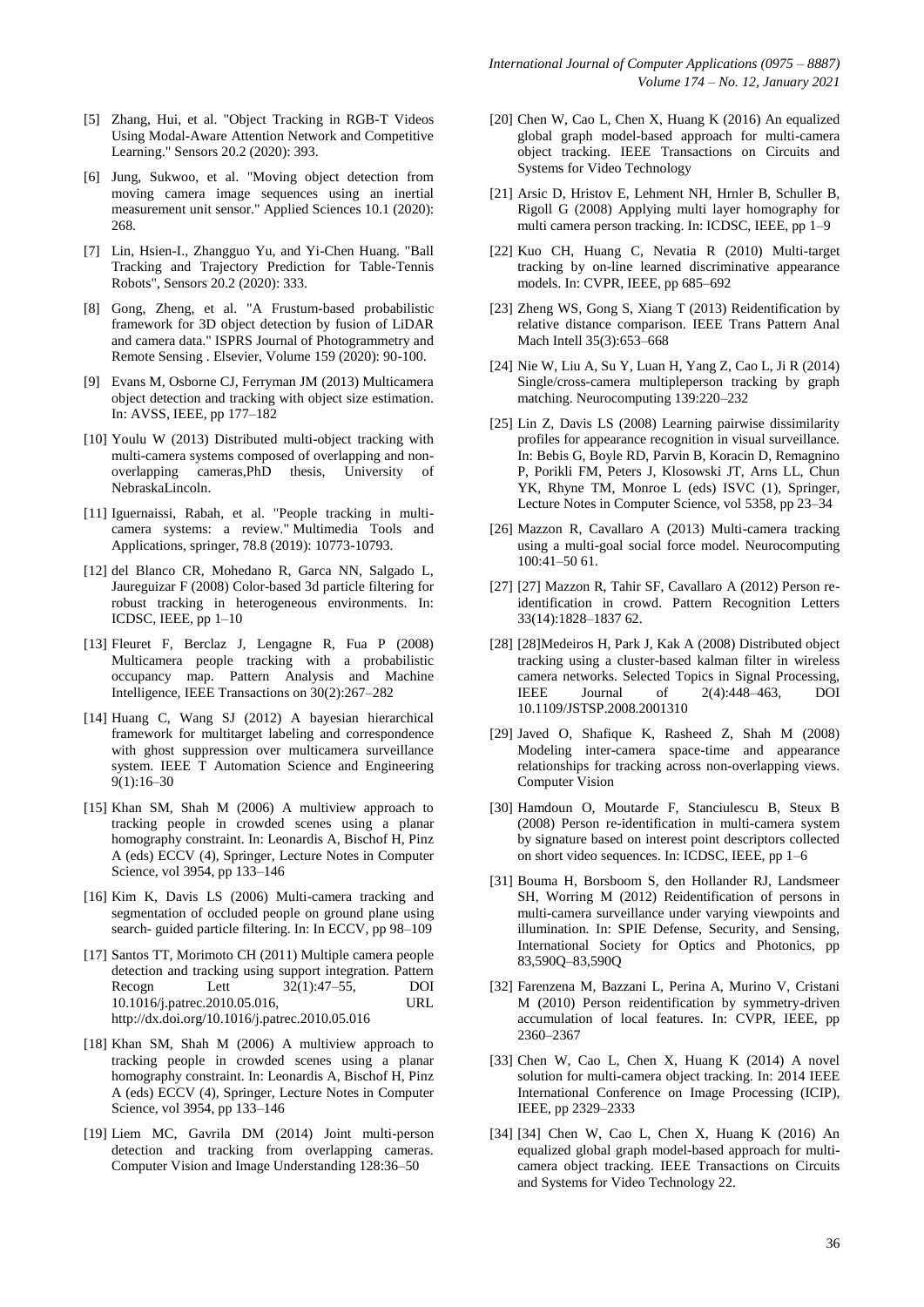[5] Zhang, Hui, et al. "Object Tracking in RGB-T Videos Using Modal-Aware Attention Network and Competitive Learning." Sensors 20.2 (2020): 393.

[6] Jung, Sukwoo, et al. "Moving object detection from moving camera image sequences using an inertial measurement unit sensor." Applied Sciences 10.1 (2020): 268.

[7] Lin, Hsien-I., Zhangguo Yu, and Yi-Chen Huang. "Ball Tracking and Trajectory Prediction for Table-Tennis Robots", Sensors 20.2 (2020): 333.

[8] Gong, Zheng, et al. "A Frustum-based probabilistic framework for 3D object detection by fusion of LiDAR and camera data." ISPRS Journal of Photogrammetry and Remote Sensing . Elsevier, Volume 159 (2020): 90-100.

[9] Evans M, Osborne CJ, Ferryman JM (2013) Multicamera object detection and tracking with object size estimation. In: AVSS, IEEE, pp 177–182

[10] Youlu W (2013) Distributed multi-object tracking with multi-camera systems composed of overlapping and non-overlapping cameras,PhD thesis, University of NebraskaLincoln.

[11] Iguernaissi, Rabah, et al. "People tracking in multi-camera systems: a review." Multimedia Tools and Applications, springer, 78.8 (2019): 10773-10793.

[12] del Blanco CR, Mohedano R, Garca NN, Salgado L, Jaureguizar F (2008) Color-based 3d particle filtering for robust tracking in heterogeneous environments. In: ICDSC, IEEE, pp 1–10

[13] Fleuret F, Berclaz J, Lengagne R, Fua P (2008) Multicamera people tracking with a probabilistic occupancy map. Pattern Analysis and Machine Intelligence, IEEE Transactions on 30(2):267–282

[14] Huang C, Wang SJ (2012) A bayesian hierarchical framework for multitarget labeling and correspondence with ghost suppression over multicamera surveillance system. IEEE T Automation Science and Engineering 9(1):16–30

[15] Khan SM, Shah M (2006) A multiview approach to tracking people in crowded scenes using a planar homography constraint. In: Leonardis A, Bischof H, Pinz A (eds) ECCV (4), Springer, Lecture Notes in Computer Science, vol 3954, pp 133–146

[16] Kim K, Davis LS (2006) Multi-camera tracking and segmentation of occluded people on ground plane using search- guided particle filtering. In: In ECCV, pp 98–109

[17] Santos TT, Morimoto CH (2011) Multiple camera people detection and tracking using support integration. Pattern Recogn Lett 32(1):47–55, DOI 10.1016/j.patrec.2010.05.016, URL http://dx.doi.org/10.1016/j.patrec.2010.05.016

[18] Khan SM, Shah M (2006) A multiview approach to tracking people in crowded scenes using a planar homography constraint. In: Leonardis A, Bischof H, Pinz A (eds) ECCV (4), Springer, Lecture Notes in Computer Science, vol 3954, pp 133–146

[19] Liem MC, Gavrila DM (2014) Joint multi-person detection and tracking from overlapping cameras. Computer Vision and Image Understanding 128:36–50

[20] Chen W, Cao L, Chen X, Huang K (2016) An equalized global graph model-based approach for multi-camera object tracking. IEEE Transactions on Circuits and Systems for Video Technology

[21] Arsic D, Hristov E, Lehment NH, Hrnler B, Schuller B, Rigoll G (2008) Applying multi layer homography for multi camera person tracking. In: ICDSC, IEEE, pp 1–9

[22] Kuo CH, Huang C, Nevatia R (2010) Multi-target tracking by on-line learned discriminative appearance models. In: CVPR, IEEE, pp 685–692

[23] Zheng WS, Gong S, Xiang T (2013) Reidentification by relative distance comparison. IEEE Trans Pattern Anal Mach Intell 35(3):653–668

[24] Nie W, Liu A, Su Y, Luan H, Yang Z, Cao L, Ji R (2014) Single/cross-camera multipleperson tracking by graph matching. Neurocomputing 139:220–232

[25] Lin Z, Davis LS (2008) Learning pairwise dissimilarity profiles for appearance recognition in visual surveillance. In: Bebis G, Boyle RD, Parvin B, Koracin D, Remagnino P, Porikli FM, Peters J, Klosowski JT, Arns LL, Chun YK, Rhyne TM, Monroe L (eds) ISVC (1), Springer, Lecture Notes in Computer Science, vol 5358, pp 23–34

[26] Mazzon R, Cavallaro A (2013) Multi-camera tracking using a multi-goal social force model. Neurocomputing 100:41–50 61.

[27] [27] Mazzon R, Tahir SF, Cavallaro A (2012) Person re-identification in crowd. Pattern Recognition Letters 33(14):1828–1837 62.

[28] [28]Medeiros H, Park J, Kak A (2008) Distributed object tracking using a cluster-based kalman filter in wireless camera networks. Selected Topics in Signal Processing, IEEE Journal of 2(4):448–463, DOI 10.1109/JSTSP.2008.2001310

[29] Javed O, Shafique K, Rasheed Z, Shah M (2008) Modeling inter-camera space-time and appearance relationships for tracking across non-overlapping views. Computer Vision

[30] Hamdoun O, Moutarde F, Stanciulescu B, Steux B (2008) Person re-identification in multi-camera system by signature based on interest point descriptors collected on short video sequences. In: ICDSC, IEEE, pp 1–6

[31] Bouma H, Borsboom S, den Hollander RJ, Landsmeer SH, Worring M (2012) Reidentification of persons in multi-camera surveillance under varying viewpoints and illumination. In: SPIE Defense, Security, and Sensing, International Society for Optics and Photonics, pp 83,590Q–83,590Q

[32] Farenzena M, Bazzani L, Perina A, Murino V, Cristani M (2010) Person reidentification by symmetry-driven accumulation of local features. In: CVPR, IEEE, pp 2360–2367

[33] Chen W, Cao L, Chen X, Huang K (2014) A novel solution for multi-camera object tracking. In: 2014 IEEE International Conference on Image Processing (ICIP), IEEE, pp 2329–2333

[34] [34] Chen W, Cao L, Chen X, Huang K (2016) An equalized global graph model-based approach for multi-camera object tracking. IEEE Transactions on Circuits and Systems for Video Technology 22.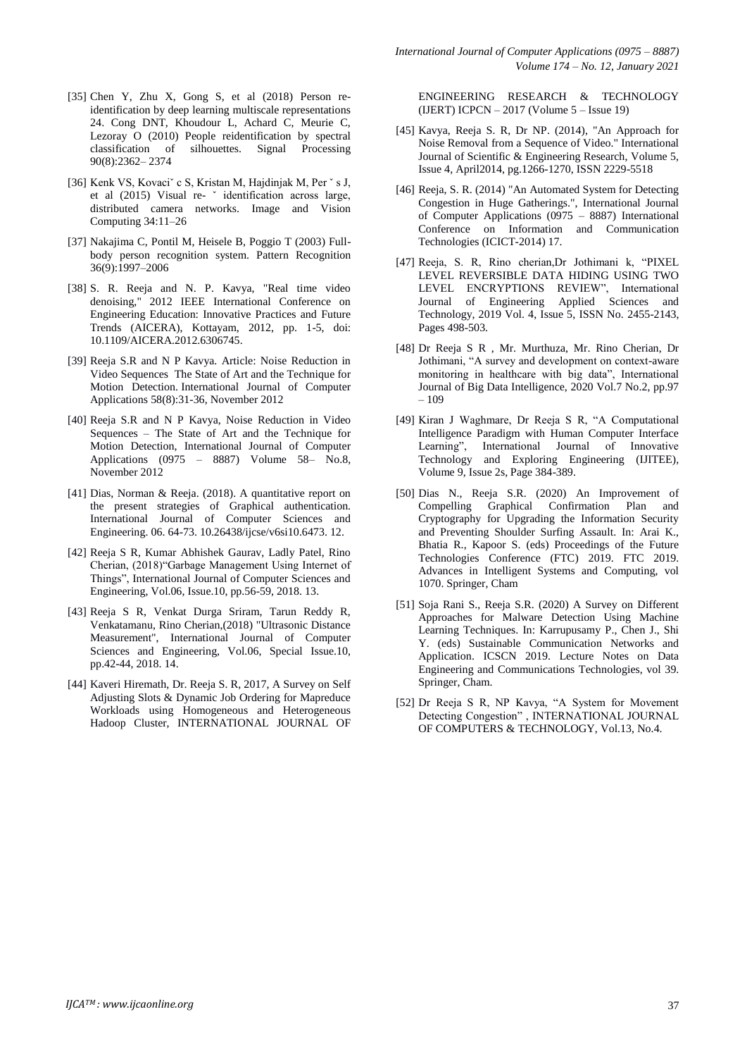[35] Chen Y, Zhu X, Gong S, et al (2018) Person re-identification by deep learning multiscale representations 24. Cong DNT, Khoudour L, Achard C, Meurie C, Lezoray O (2010) People reidentification by spectral classification of silhouettes. Signal Processing 90(8):2362– 2374

[36] Kenk VS, Kovacˇ c S, Kristan M, Hajdinjak M, Per ˇ s J, et al (2015) Visual re- ˇ identification across large, distributed camera networks. Image and Vision Computing 34:11–26

[37] Nakajima C, Pontil M, Heisele B, Poggio T (2003) Full-body person recognition system. Pattern Recognition 36(9):1997–2006

[38] S. R. Reeja and N. P. Kavya, "Real time video denoising," 2012 IEEE International Conference on Engineering Education: Innovative Practices and Future Trends (AICERA), Kottayam, 2012, pp. 1-5, doi: 10.1109/AICERA.2012.6306745.

[39] Reeja S.R and N P Kavya. Article: Noise Reduction in Video Sequences The State of Art and the Technique for Motion Detection. International Journal of Computer Applications 58(8):31-36, November 2012

[40] Reeja S.R and N P Kavya, Noise Reduction in Video Sequences – The State of Art and the Technique for Motion Detection, International Journal of Computer Applications (0975 – 8887) Volume 58– No.8, November 2012

[41] Dias, Norman & Reeja. (2018). A quantitative report on the present strategies of Graphical authentication. International Journal of Computer Sciences and Engineering. 06. 64-73. 10.26438/ijcse/v6si10.6473. 12.

[42] Reeja S R, Kumar Abhishek Gaurav, Ladly Patel, Rino Cherian, (2018)"Garbage Management Using Internet of Things", International Journal of Computer Sciences and Engineering, Vol.06, Issue.10, pp.56-59, 2018. 13.

[43] Reeja S R, Venkat Durga Sriram, Tarun Reddy R, Venkatamanu, Rino Cherian,(2018) "Ultrasonic Distance Measurement", International Journal of Computer Sciences and Engineering, Vol.06, Special Issue.10, pp.42-44, 2018. 14.

[44] Kaveri Hiremath, Dr. Reeja S. R, 2017, A Survey on Self Adjusting Slots & Dynamic Job Ordering for Mapreduce Workloads using Homogeneous and Heterogeneous Hadoop Cluster, INTERNATIONAL JOURNAL OF ENGINEERING RESEARCH & TECHNOLOGY (IJERT) ICPCN – 2017 (Volume 5 – Issue 19)

[45] Kavya, Reeja S. R, Dr NP. (2014), "An Approach for Noise Removal from a Sequence of Video." International Journal of Scientific & Engineering Research, Volume 5, Issue 4, April2014, pg.1266-1270, ISSN 2229-5518

[46] Reeja, S. R. (2014) "An Automated System for Detecting Congestion in Huge Gatherings.", International Journal of Computer Applications (0975 – 8887) International Conference on Information and Communication Technologies (ICICT-2014) 17.

[47] Reeja, S. R, Rino cherian,Dr Jothimani k, "PIXEL LEVEL REVERSIBLE DATA HIDING USING TWO LEVEL ENCRYPTIONS REVIEW", International Journal of Engineering Applied Sciences and Technology, 2019 Vol. 4, Issue 5, ISSN No. 2455-2143, Pages 498-503.

[48] Dr Reeja S R , Mr. Murthuza, Mr. Rino Cherian, Dr Jothimani, "A survey and development on context-aware monitoring in healthcare with big data", International Journal of Big Data Intelligence, 2020 Vol.7 No.2, pp.97 – 109

[49] Kiran J Waghmare, Dr Reeja S R, "A Computational Intelligence Paradigm with Human Computer Interface Learning", International Journal of Innovative Technology and Exploring Engineering (IJITEE), Volume 9, Issue 2s, Page 384-389.

[50] Dias N., Reeja S.R. (2020) An Improvement of Compelling Graphical Confirmation Plan and Cryptography for Upgrading the Information Security and Preventing Shoulder Surfing Assault. In: Arai K., Bhatia R., Kapoor S. (eds) Proceedings of the Future Technologies Conference (FTC) 2019. FTC 2019. Advances in Intelligent Systems and Computing, vol 1070. Springer, Cham

[51] Soja Rani S., Reeja S.R. (2020) A Survey on Different Approaches for Malware Detection Using Machine Learning Techniques. In: Karrupusamy P., Chen J., Shi Y. (eds) Sustainable Communication Networks and Application. ICSCN 2019. Lecture Notes on Data Engineering and Communications Technologies, vol 39. Springer, Cham.

[52] Dr Reeja S R, NP Kavya, "A System for Movement Detecting Congestion" , INTERNATIONAL JOURNAL OF COMPUTERS & TECHNOLOGY, Vol.13, No.4.